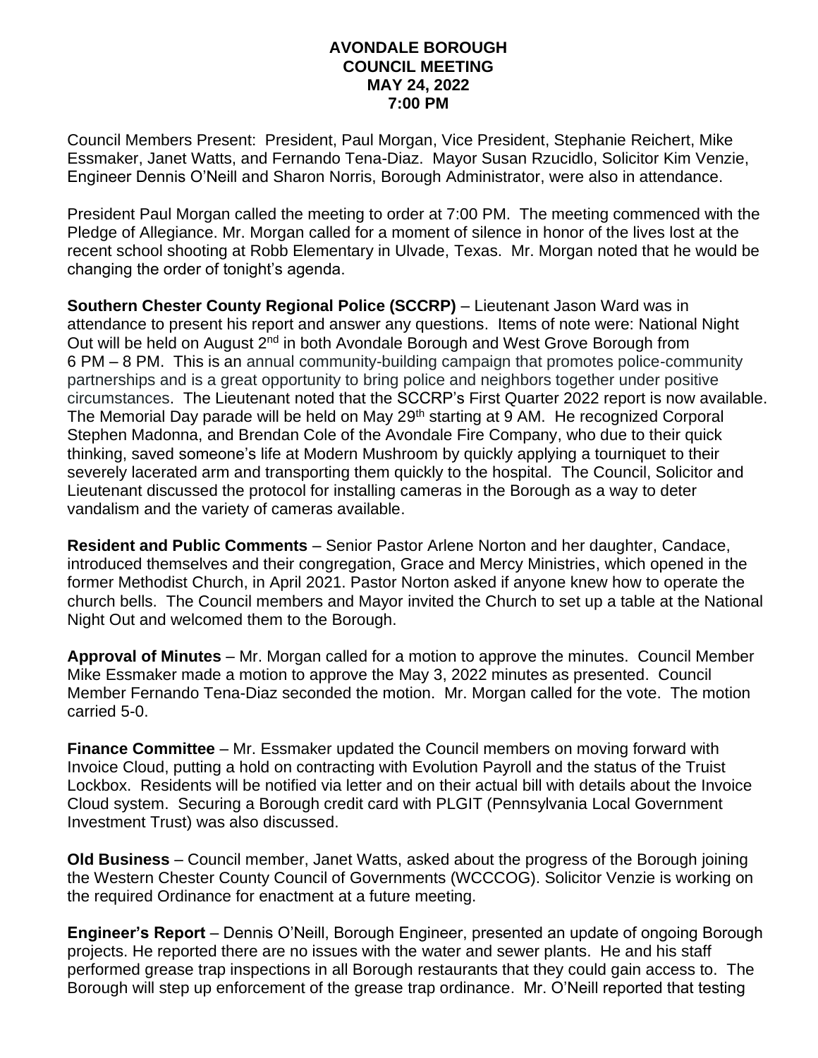# AVONDALE BOROUGH
## COUNCIL MEETING
## MAY 24, 2022
## 7:00 PM

Council Members Present: President, Paul Morgan, Vice President, Stephanie Reichert, Mike Essmaker, Janet Watts, and Fernando Tena-Diaz. Mayor Susan Rzucidlo, Solicitor Kim Venzie, Engineer Dennis O'Neill and Sharon Norris, Borough Administrator, were also in attendance.

President Paul Morgan called the meeting to order at 7:00 PM. The meeting commenced with the Pledge of Allegiance. Mr. Morgan called for a moment of silence in honor of the lives lost at the recent school shooting at Robb Elementary in Ulvade, Texas. Mr. Morgan noted that he would be changing the order of tonight's agenda.

**Southern Chester County Regional Police (SCCRP)** – Lieutenant Jason Ward was in attendance to present his report and answer any questions. Items of note were: National Night Out will be held on August 2nd in both Avondale Borough and West Grove Borough from 6 PM – 8 PM. This is an annual community-building campaign that promotes police-community partnerships and is a great opportunity to bring police and neighbors together under positive circumstances. The Lieutenant noted that the SCCRP's First Quarter 2022 report is now available. The Memorial Day parade will be held on May 29th starting at 9 AM. He recognized Corporal Stephen Madonna, and Brendan Cole of the Avondale Fire Company, who due to their quick thinking, saved someone's life at Modern Mushroom by quickly applying a tourniquet to their severely lacerated arm and transporting them quickly to the hospital. The Council, Solicitor and Lieutenant discussed the protocol for installing cameras in the Borough as a way to deter vandalism and the variety of cameras available.

**Resident and Public Comments** – Senior Pastor Arlene Norton and her daughter, Candace, introduced themselves and their congregation, Grace and Mercy Ministries, which opened in the former Methodist Church, in April 2021. Pastor Norton asked if anyone knew how to operate the church bells. The Council members and Mayor invited the Church to set up a table at the National Night Out and welcomed them to the Borough.

**Approval of Minutes** – Mr. Morgan called for a motion to approve the minutes. Council Member Mike Essmaker made a motion to approve the May 3, 2022 minutes as presented. Council Member Fernando Tena-Diaz seconded the motion. Mr. Morgan called for the vote. The motion carried 5-0.

**Finance Committee** – Mr. Essmaker updated the Council members on moving forward with Invoice Cloud, putting a hold on contracting with Evolution Payroll and the status of the Truist Lockbox. Residents will be notified via letter and on their actual bill with details about the Invoice Cloud system. Securing a Borough credit card with PLGIT (Pennsylvania Local Government Investment Trust) was also discussed.

**Old Business** – Council member, Janet Watts, asked about the progress of the Borough joining the Western Chester County Council of Governments (WCCCOG). Solicitor Venzie is working on the required Ordinance for enactment at a future meeting.

**Engineer's Report** – Dennis O'Neill, Borough Engineer, presented an update of ongoing Borough projects. He reported there are no issues with the water and sewer plants. He and his staff performed grease trap inspections in all Borough restaurants that they could gain access to. The Borough will step up enforcement of the grease trap ordinance. Mr. O'Neill reported that testing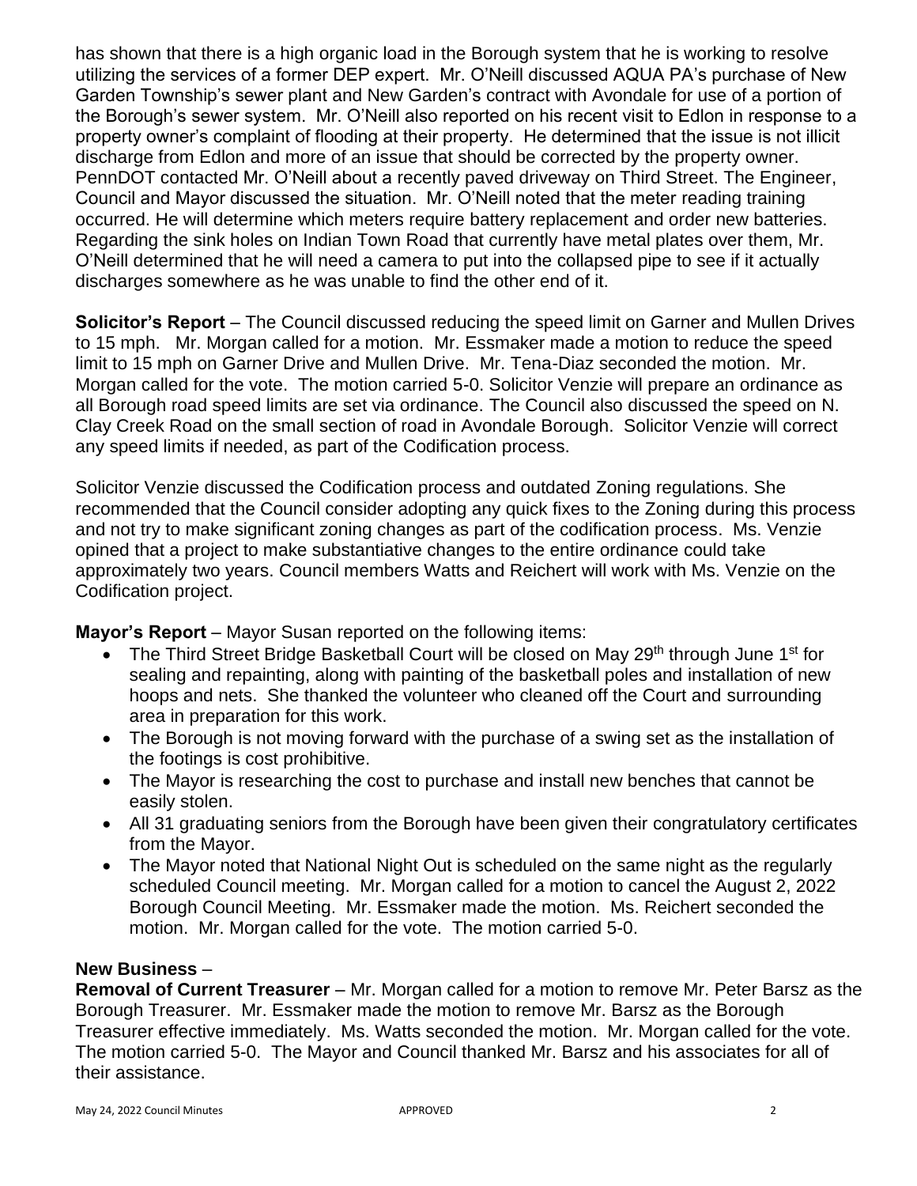has shown that there is a high organic load in the Borough system that he is working to resolve utilizing the services of a former DEP expert. Mr. O'Neill discussed AQUA PA's purchase of New Garden Township's sewer plant and New Garden's contract with Avondale for use of a portion of the Borough's sewer system. Mr. O'Neill also reported on his recent visit to Edlon in response to a property owner's complaint of flooding at their property. He determined that the issue is not illicit discharge from Edlon and more of an issue that should be corrected by the property owner. PennDOT contacted Mr. O'Neill about a recently paved driveway on Third Street. The Engineer, Council and Mayor discussed the situation. Mr. O'Neill noted that the meter reading training occurred. He will determine which meters require battery replacement and order new batteries. Regarding the sink holes on Indian Town Road that currently have metal plates over them, Mr. O'Neill determined that he will need a camera to put into the collapsed pipe to see if it actually discharges somewhere as he was unable to find the other end of it.

**Solicitor's Report** – The Council discussed reducing the speed limit on Garner and Mullen Drives to 15 mph. Mr. Morgan called for a motion. Mr. Essmaker made a motion to reduce the speed limit to 15 mph on Garner Drive and Mullen Drive. Mr. Tena-Diaz seconded the motion. Mr. Morgan called for the vote. The motion carried 5-0. Solicitor Venzie will prepare an ordinance as all Borough road speed limits are set via ordinance. The Council also discussed the speed on N. Clay Creek Road on the small section of road in Avondale Borough. Solicitor Venzie will correct any speed limits if needed, as part of the Codification process.

Solicitor Venzie discussed the Codification process and outdated Zoning regulations. She recommended that the Council consider adopting any quick fixes to the Zoning during this process and not try to make significant zoning changes as part of the codification process. Ms. Venzie opined that a project to make substantiative changes to the entire ordinance could take approximately two years. Council members Watts and Reichert will work with Ms. Venzie on the Codification project.

**Mayor's Report** – Mayor Susan reported on the following items:

- The Third Street Bridge Basketball Court will be closed on May 29th through June 1st for sealing and repainting, along with painting of the basketball poles and installation of new hoops and nets. She thanked the volunteer who cleaned off the Court and surrounding area in preparation for this work.
- The Borough is not moving forward with the purchase of a swing set as the installation of the footings is cost prohibitive.
- The Mayor is researching the cost to purchase and install new benches that cannot be easily stolen.
- All 31 graduating seniors from the Borough have been given their congratulatory certificates from the Mayor.
- The Mayor noted that National Night Out is scheduled on the same night as the regularly scheduled Council meeting. Mr. Morgan called for a motion to cancel the August 2, 2022 Borough Council Meeting. Mr. Essmaker made the motion. Ms. Reichert seconded the motion. Mr. Morgan called for the vote. The motion carried 5-0.

**New Business** –

**Removal of Current Treasurer** – Mr. Morgan called for a motion to remove Mr. Peter Barsz as the Borough Treasurer. Mr. Essmaker made the motion to remove Mr. Barsz as the Borough Treasurer effective immediately. Ms. Watts seconded the motion. Mr. Morgan called for the vote. The motion carried 5-0. The Mayor and Council thanked Mr. Barsz and his associates for all of their assistance.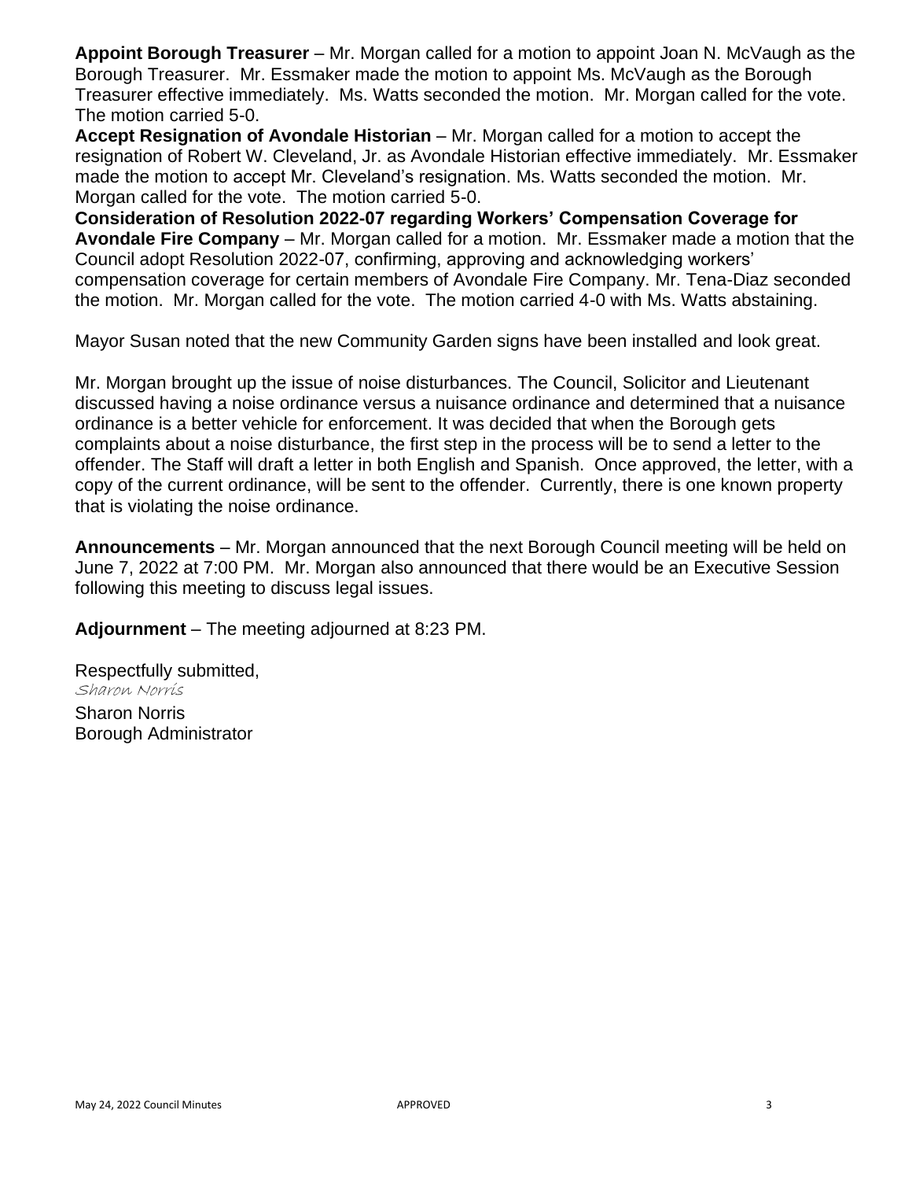**Appoint Borough Treasurer** – Mr. Morgan called for a motion to appoint Joan N. McVaugh as the Borough Treasurer. Mr. Essmaker made the motion to appoint Ms. McVaugh as the Borough Treasurer effective immediately. Ms. Watts seconded the motion. Mr. Morgan called for the vote. The motion carried 5-0.

**Accept Resignation of Avondale Historian** – Mr. Morgan called for a motion to accept the resignation of Robert W. Cleveland, Jr. as Avondale Historian effective immediately. Mr. Essmaker made the motion to accept Mr. Cleveland's resignation. Ms. Watts seconded the motion. Mr. Morgan called for the vote. The motion carried 5-0.

**Consideration of Resolution 2022-07 regarding Workers' Compensation Coverage for Avondale Fire Company** – Mr. Morgan called for a motion. Mr. Essmaker made a motion that the Council adopt Resolution 2022-07, confirming, approving and acknowledging workers' compensation coverage for certain members of Avondale Fire Company. Mr. Tena-Diaz seconded the motion. Mr. Morgan called for the vote. The motion carried 4-0 with Ms. Watts abstaining.

Mayor Susan noted that the new Community Garden signs have been installed and look great.

Mr. Morgan brought up the issue of noise disturbances. The Council, Solicitor and Lieutenant discussed having a noise ordinance versus a nuisance ordinance and determined that a nuisance ordinance is a better vehicle for enforcement. It was decided that when the Borough gets complaints about a noise disturbance, the first step in the process will be to send a letter to the offender. The Staff will draft a letter in both English and Spanish. Once approved, the letter, with a copy of the current ordinance, will be sent to the offender. Currently, there is one known property that is violating the noise ordinance.

**Announcements** – Mr. Morgan announced that the next Borough Council meeting will be held on June 7, 2022 at 7:00 PM. Mr. Morgan also announced that there would be an Executive Session following this meeting to discuss legal issues.

**Adjournment** – The meeting adjourned at 8:23 PM.

Respectfully submitted,
*Sharon Norris*
Sharon Norris
Borough Administrator